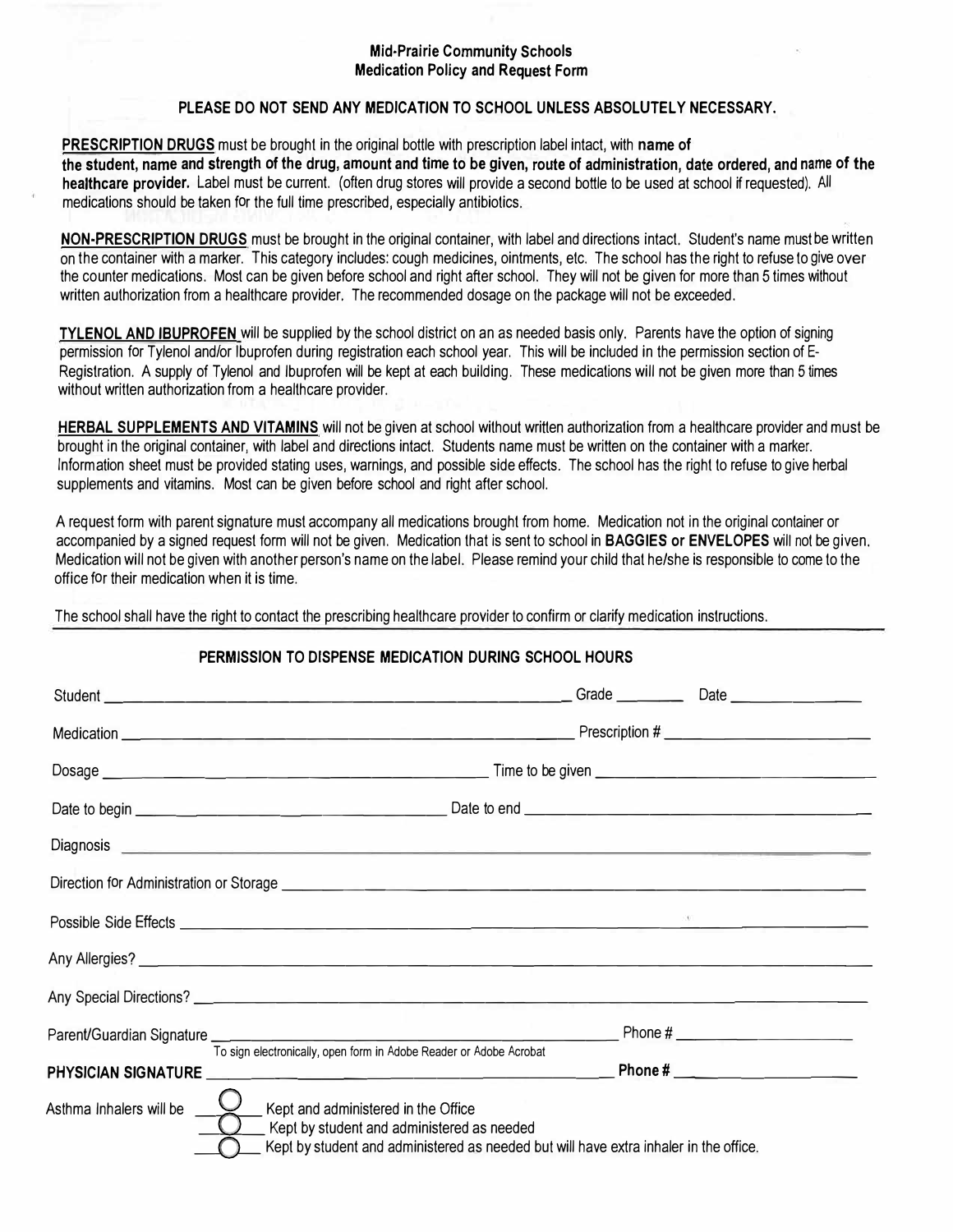# Mid-Prairie Community Schools
## Medication Policy and Request Form

**PLEASE DO NOT SEND ANY MEDICATION TO SCHOOL UNLESS ABSOLUTELY NECESSARY.**

**PRESCRIPTION DRUGS** must be brought in the original bottle with prescription label intact, with **name of the student, name and strength of the drug, amount and time to be given, route of administration, date ordered, and name of the healthcare provider.** Label must be current. (often drug stores will provide a second bottle to be used at school if requested). All medications should be taken for the full time prescribed, especially antibiotics.

**NON-PRESCRIPTION DRUGS** must be brought in the original container, with label and directions intact. Student's name must be written on the container with a marker. This category includes: cough medicines, ointments, etc. The school has the right to refuse to give over the counter medications. Most can be given before school and right after school. They will not be given for more than 5 times without written authorization from a healthcare provider. The recommended dosage on the package will not be exceeded.

**TYLENOL AND IBUPROFEN** will be supplied by the school district on an as needed basis only. Parents have the option of signing permission for Tylenol and/or Ibuprofen during registration each school year. This will be included in the permission section of E-Registration. A supply of Tylenol and Ibuprofen will be kept at each building. These medications will not be given more than 5 times without written authorization from a healthcare provider.

**HERBAL SUPPLEMENTS AND VITAMINS** will not be given at school without written authorization from a healthcare provider and must be brought in the original container, with label and directions intact. Students name must be written on the container with a marker. Information sheet must be provided stating uses, warnings, and possible side effects. The school has the right to refuse to give herbal supplements and vitamins. Most can be given before school and right after school.

A request form with parent signature must accompany all medications brought from home. Medication not in the original container or accompanied by a signed request form will not be given. Medication that is sent to school in **BAGGIES or ENVELOPES** will not be given. Medication will not be given with another person's name on the label. Please remind your child that he/she is responsible to come to the office for their medication when it is time.

The school shall have the right to contact the prescribing healthcare provider to confirm or clarify medication instructions.

### PERMISSION TO DISPENSE MEDICATION DURING SCHOOL HOURS

Student ______________________________ Grade ________ Date ______________

Medication ______________________________ Prescription # ______________________

Dosage ______________________________ Time to be given ______________________

Date to begin ______________________________ Date to end ______________________

Diagnosis ______________________________

Direction for Administration or Storage ______________________________

Possible Side Effects ______________________________

Any Allergies? ______________________________

Any Special Directions? ______________________________

Parent/Guardian Signature ______________________________ Phone # ______________________

To sign electronically, open form in Adobe Reader or Adobe Acrobat

**PHYSICIAN SIGNATURE** ______________________________ **Phone #** ______________________

Asthma Inhalers will be
- ◯ Kept and administered in the Office
- ◯ Kept by student and administered as needed
- ◯ Kept by student and administered as needed but will have extra inhaler in the office.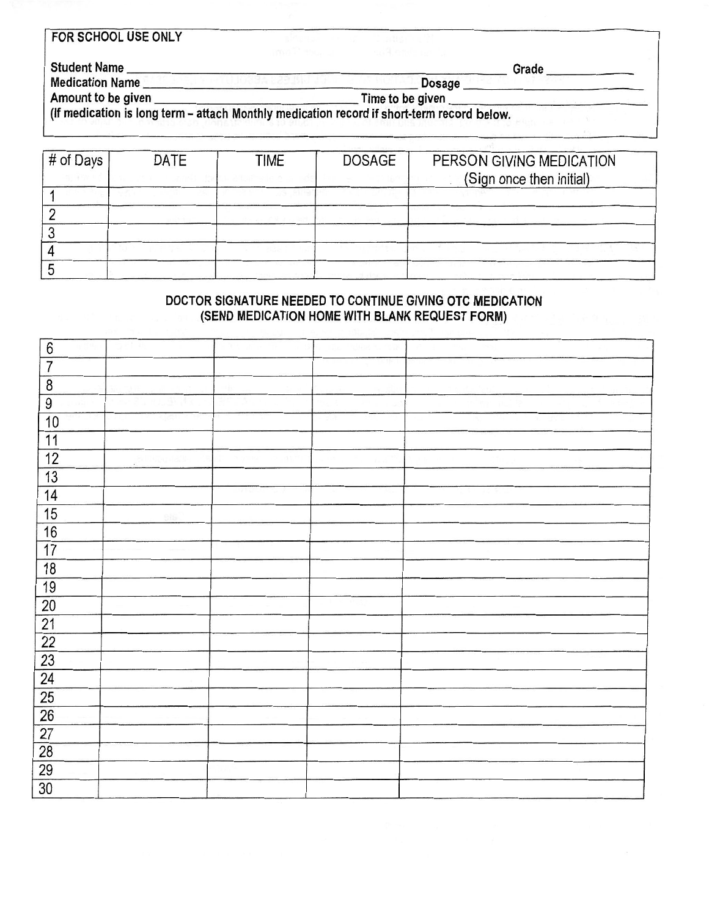**FOR SCHOOL USE ONLY**

**Student Name** ______________________________ **Grade** __________

**Medication Name** ______________________________ **Dosage** __________

**Amount to be given** ______________________________ **Time to be given** __________

**(If medication is long term – attach Monthly medication record if short-term record below.**

| # of Days | DATE | TIME | DOSAGE | PERSON GIVING MEDICATION (Sign once then initial) |
|---|---|---|---|---|
| 1 | | | | |
| 2 | | | | |
| 3 | | | | |
| 4 | | | | |
| 5 | | | | |

**DOCTOR SIGNATURE NEEDED TO CONTINUE GIVING OTC MEDICATION**
**(SEND MEDICATION HOME WITH BLANK REQUEST FORM)**

| | | | | |
|---|---|---|---|---|
| 6 | | | | |
| 7 | | | | |
| 8 | | | | |
| 9 | | | | |
| 10 | | | | |
| 11 | | | | |
| 12 | | | | |
| 13 | | | | |
| 14 | | | | |
| 15 | | | | |
| 16 | | | | |
| 17 | | | | |
| 18 | | | | |
| 19 | | | | |
| 20 | | | | |
| 21 | | | | |
| 22 | | | | |
| 23 | | | | |
| 24 | | | | |
| 25 | | | | |
| 26 | | | | |
| 27 | | | | |
| 28 | | | | |
| 29 | | | | |
| 30 | | | | |